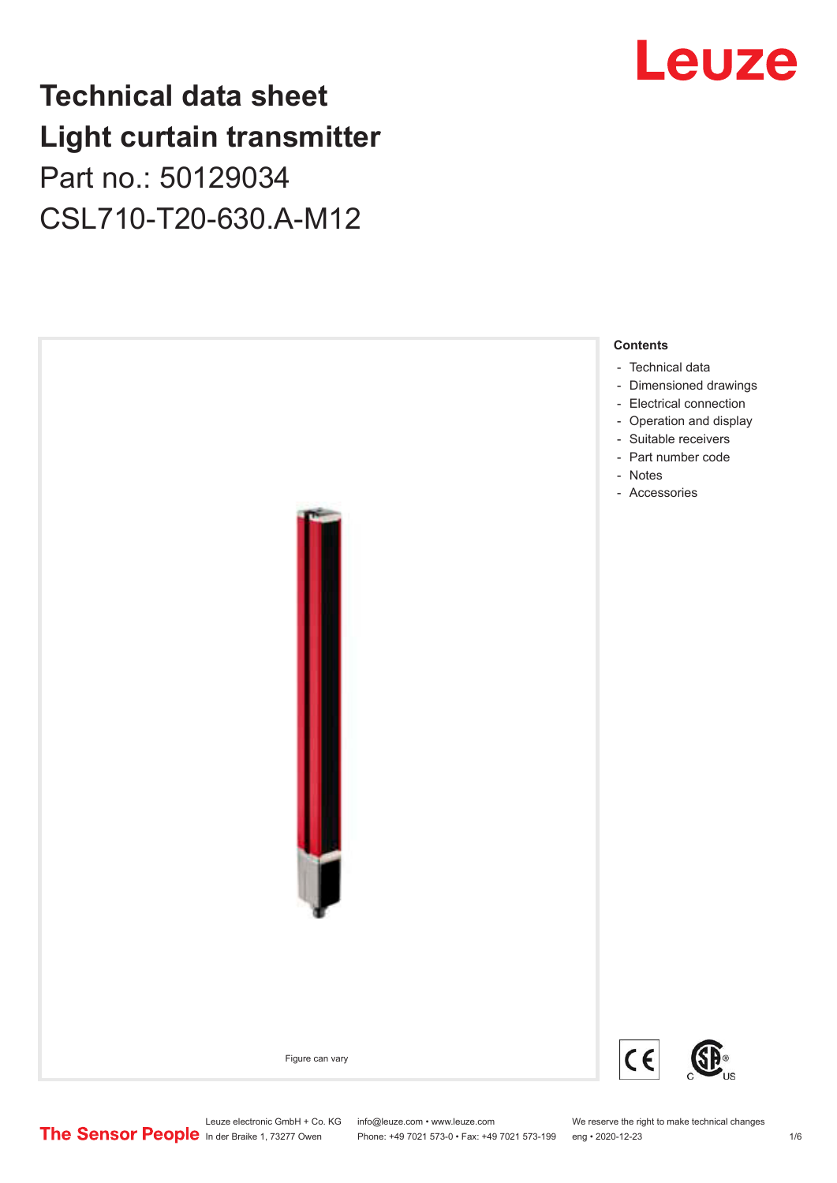# Technical data sheet
# Light curtain transmitter

Part no.: 50129034

CSL710-T20-630.A-M12

Figure can vary

**Contents**

- Technical data
- Dimensioned drawings
- Electrical connection
- Operation and display
- Suitable receivers
- Part number code
- Notes
- Accessories

Leuze electronic GmbH + Co. KG
In der Braike 1, 73277 Owen

info@leuze.com • www.leuze.com
Phone: +49 7021 573-0 • Fax: +49 7021 573-199

We reserve the right to make technical changes
eng • 2020-12-23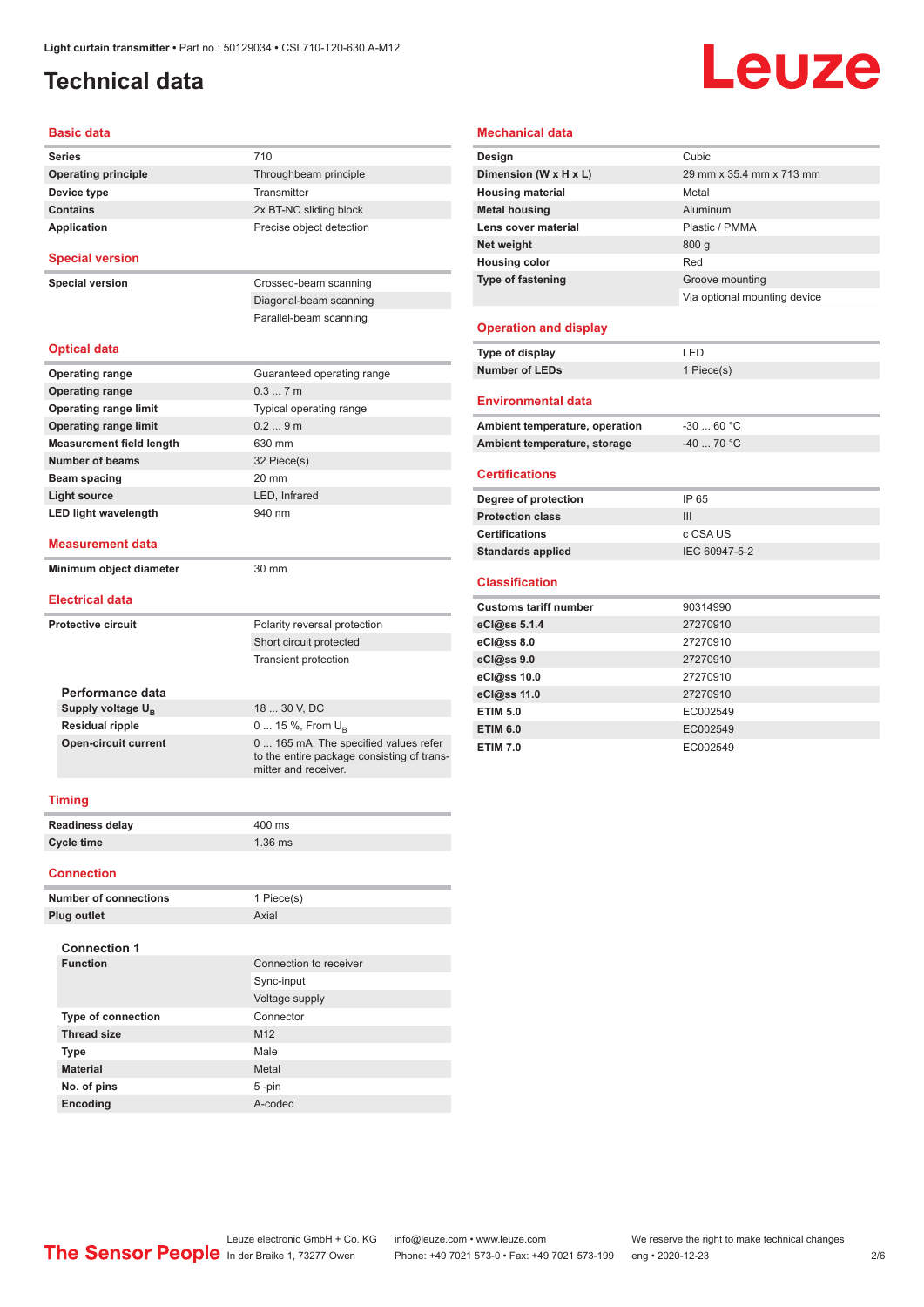# Technical data

## Basic data

| | |
|---|---|
| **Series** | 710 |
| **Operating principle** | Throughbeam principle |
| **Device type** | Transmitter |
| **Contains** | 2x BT-NC sliding block |
| **Application** | Precise object detection |

## Special version

| | |
|---|---|
| **Special version** | Crossed-beam scanning |
| | Diagonal-beam scanning |
| | Parallel-beam scanning |

## Optical data

| | |
|---|---|
| **Operating range** | Guaranteed operating range |
| **Operating range** | 0.3 ... 7 m |
| **Operating range limit** | Typical operating range |
| **Operating range limit** | 0.2 ... 9 m |
| **Measurement field length** | 630 mm |
| **Number of beams** | 32 Piece(s) |
| **Beam spacing** | 20 mm |
| **Light source** | LED, Infrared |
| **LED light wavelength** | 940 nm |

## Measurement data

| | |
|---|---|
| **Minimum object diameter** | 30 mm |

## Electrical data

| | |
|---|---|
| **Protective circuit** | Polarity reversal protection |
| | Short circuit protected |
| | Transient protection |

### Performance data

| | |
|---|---|
| **Supply voltage $U_B$** | 18 ... 30 V, DC |
| **Residual ripple** | 0 ... 15 %, From $U_B$ |
| **Open-circuit current** | 0 ... 165 mA, The specified values refer to the entire package consisting of transmitter and receiver. |

## Timing

| | |
|---|---|
| **Readiness delay** | 400 ms |
| **Cycle time** | 1.36 ms |

## Connection

| | |
|---|---|
| **Number of connections** | 1 Piece(s) |
| **Plug outlet** | Axial |

### Connection 1

| | |
|---|---|
| **Function** | Connection to receiver |
| | Sync-input |
| | Voltage supply |
| **Type of connection** | Connector |
| **Thread size** | M12 |
| **Type** | Male |
| **Material** | Metal |
| **No. of pins** | 5 -pin |
| **Encoding** | A-coded |

## Mechanical data

| | |
|---|---|
| **Design** | Cubic |
| **Dimension (W x H x L)** | 29 mm x 35.4 mm x 713 mm |
| **Housing material** | Metal |
| **Metal housing** | Aluminum |
| **Lens cover material** | Plastic / PMMA |
| **Net weight** | 800 g |
| **Housing color** | Red |
| **Type of fastening** | Groove mounting |
| | Via optional mounting device |

## Operation and display

| | |
|---|---|
| **Type of display** | LED |
| **Number of LEDs** | 1 Piece(s) |

## Environmental data

| | |
|---|---|
| **Ambient temperature, operation** | -30 ... 60 °C |
| **Ambient temperature, storage** | -40 ... 70 °C |

## Certifications

| | |
|---|---|
| **Degree of protection** | IP 65 |
| **Protection class** | III |
| **Certifications** | c CSA US |
| **Standards applied** | IEC 60947-5-2 |

## Classification

| | |
|---|---|
| **Customs tariff number** | 90314990 |
| **eCl@ss 5.1.4** | 27270910 |
| **eCl@ss 8.0** | 27270910 |
| **eCl@ss 9.0** | 27270910 |
| **eCl@ss 10.0** | 27270910 |
| **eCl@ss 11.0** | 27270910 |
| **ETIM 5.0** | EC002549 |
| **ETIM 6.0** | EC002549 |
| **ETIM 7.0** | EC002549 |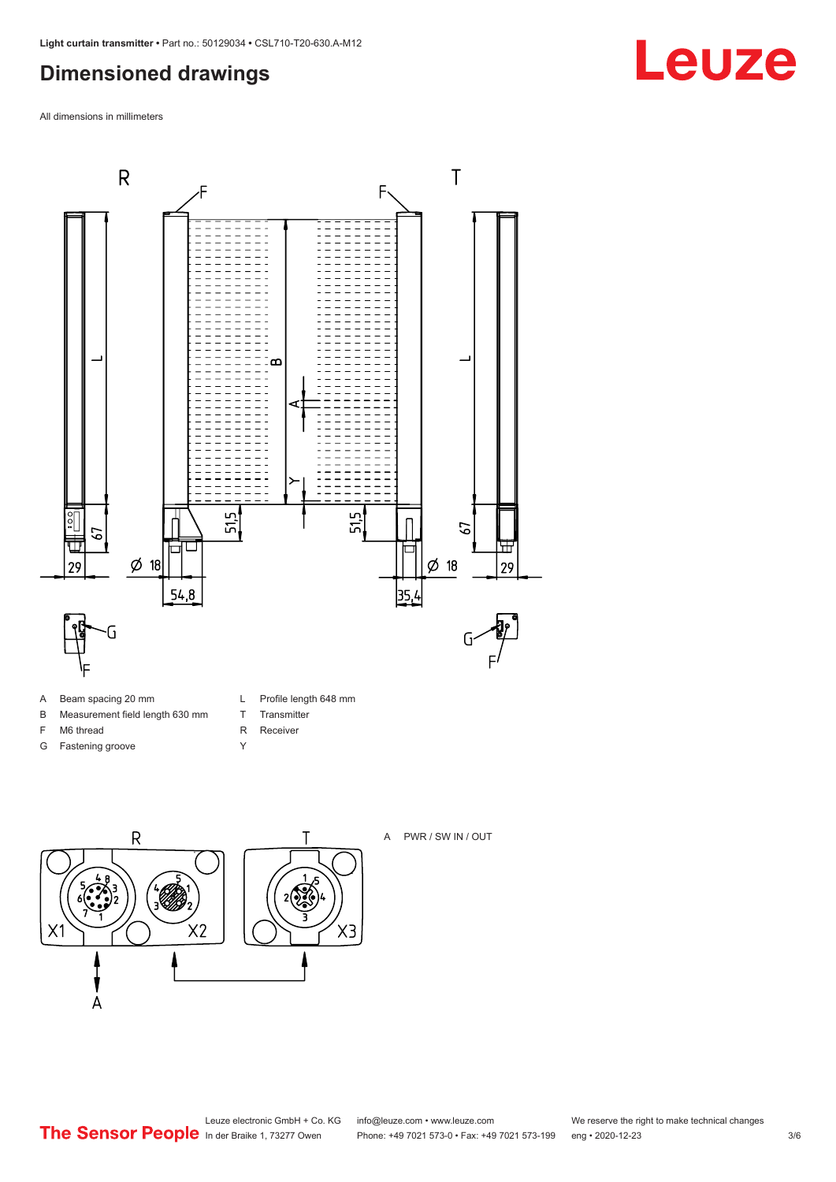# Dimensioned drawings

All dimensions in millimeters

| | | | |
|---|---|---|---|
| A | Beam spacing 20 mm | L | Profile length 648 mm |
| B | Measurement field length 630 mm | T | Transmitter |
| F | M6 thread | R | Receiver |
| G | Fastening groove | Y | |

A PWR / SW IN / OUT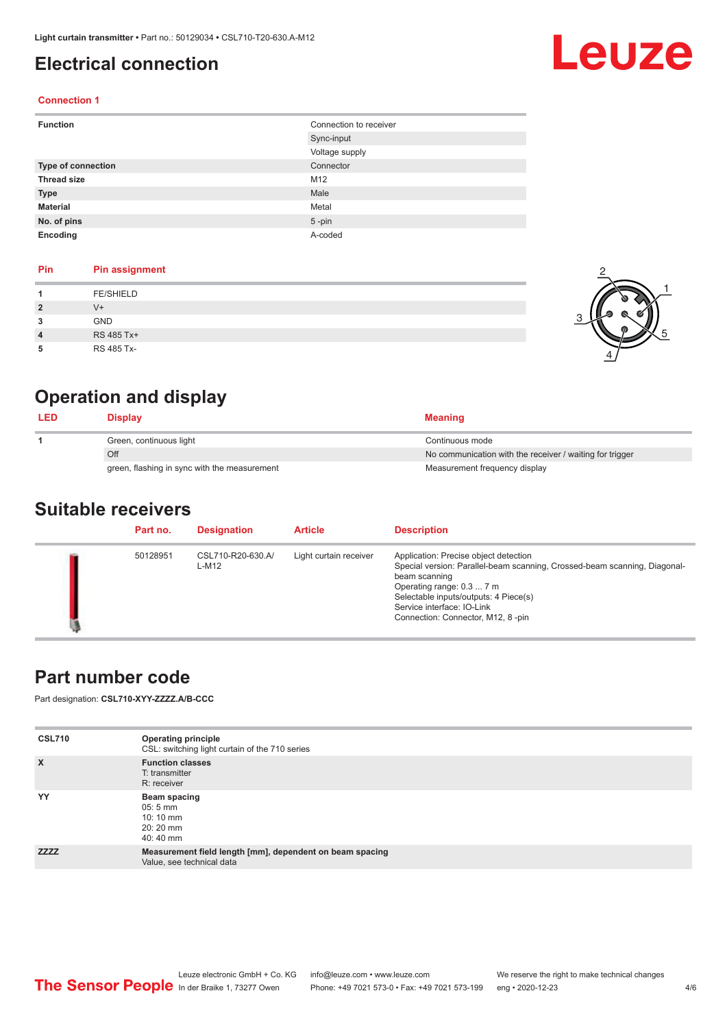# Electrical connection

### Connection 1

| Function | Connection to receiver |
| --- | --- |
| | Sync-input |
| | Voltage supply |
| Type of connection | Connector |
| Thread size | M12 |
| Type | Male |
| Material | Metal |
| No. of pins | 5 -pin |
| Encoding | A-coded |

| Pin | Pin assignment |
| --- | --- |
| 1 | FE/SHIELD |
| 2 | V+ |
| 3 | GND |
| 4 | RS 485 Tx+ |
| 5 | RS 485 Tx- |

# Operation and display

| LED | Display | Meaning |
| --- | --- | --- |
| 1 | Green, continuous light | Continuous mode |
| | Off | No communication with the receiver / waiting for trigger |
| | green, flashing in sync with the measurement | Measurement frequency display |

# Suitable receivers

| Part no. | Designation | Article | Description |
| --- | --- | --- | --- |
| 50128951 | CSL710-R20-630.A/L-M12 | Light curtain receiver | Application: Precise object detection<br>Special version: Parallel-beam scanning, Crossed-beam scanning, Diagonal-beam scanning<br>Operating range: 0.3 ... 7 m<br>Selectable inputs/outputs: 4 Piece(s)<br>Service interface: IO-Link<br>Connection: Connector, M12, 8 -pin |

# Part number code

Part designation: **CSL710-XYY-ZZZZ.A/B-CCC**

| | |
| --- | --- |
| **CSL710** | **Operating principle**<br>CSL: switching light curtain of the 710 series |
| **X** | **Function classes**<br>T: transmitter<br>R: receiver |
| **YY** | **Beam spacing**<br>05: 5 mm<br>10: 10 mm<br>20: 20 mm<br>40: 40 mm |
| **ZZZZ** | **Measurement field length [mm], dependent on beam spacing**<br>Value, see technical data |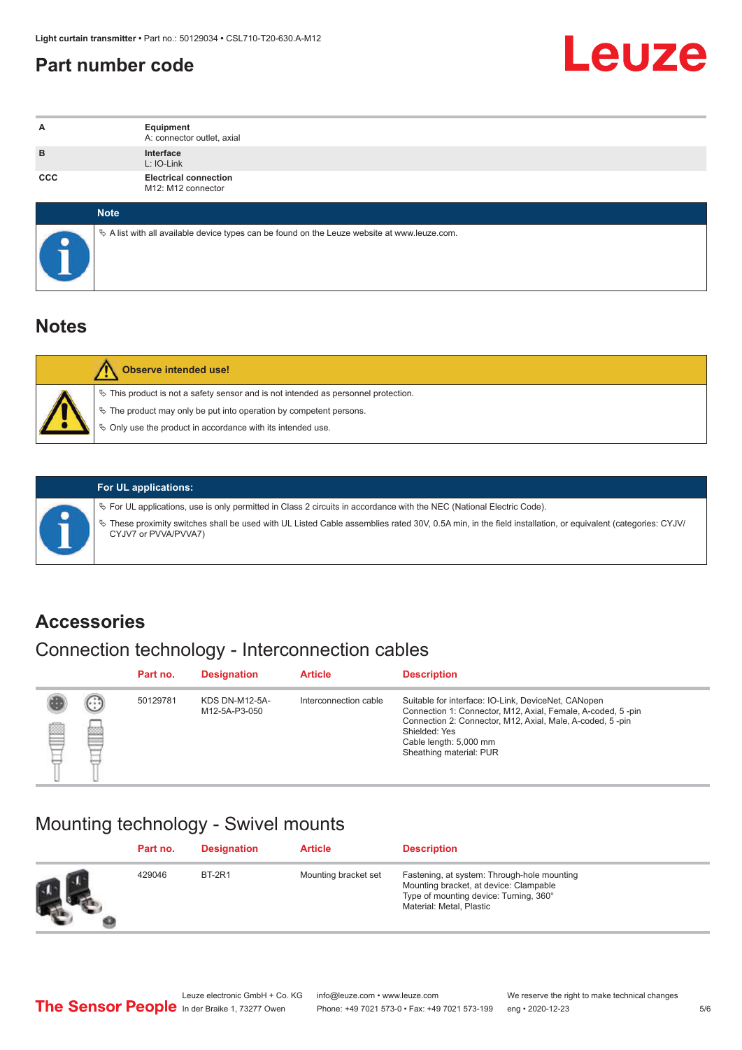# Part number code

| | |
|---|---|
| A | **Equipment**<br>A: connector outlet, axial |
| B | **Interface**<br>L: IO-Link |
| CCC | **Electrical connection**<br>M12: M12 connector |

**Note**

- A list with all available device types can be found on the Leuze website at www.leuze.com.

## Notes

**Observe intended use!**

- This product is not a safety sensor and is not intended as personnel protection.
- The product may only be put into operation by competent persons.
- Only use the product in accordance with its intended use.

**For UL applications:**

- For UL applications, use is only permitted in Class 2 circuits in accordance with the NEC (National Electric Code).
- These proximity switches shall be used with UL Listed Cable assemblies rated 30V, 0.5A min, in the field installation, or equivalent (categories: CYJV/CYJV7 or PVVA/PVVA7)

## Accessories

### Connection technology - Interconnection cables

| Part no. | Designation | Article | Description |
|---|---|---|---|
| 50129781 | KDS DN-M12-5A-M12-5A-P3-050 | Interconnection cable | Suitable for interface: IO-Link, DeviceNet, CANopen<br>Connection 1: Connector, M12, Axial, Female, A-coded, 5 -pin<br>Connection 2: Connector, M12, Axial, Male, A-coded, 5 -pin<br>Shielded: Yes<br>Cable length: 5,000 mm<br>Sheathing material: PUR |

### Mounting technology - Swivel mounts

| Part no. | Designation | Article | Description |
|---|---|---|---|
| 429046 | BT-2R1 | Mounting bracket set | Fastening, at system: Through-hole mounting<br>Mounting bracket, at device: Clampable<br>Type of mounting device: Turning, 360°<br>Material: Metal, Plastic |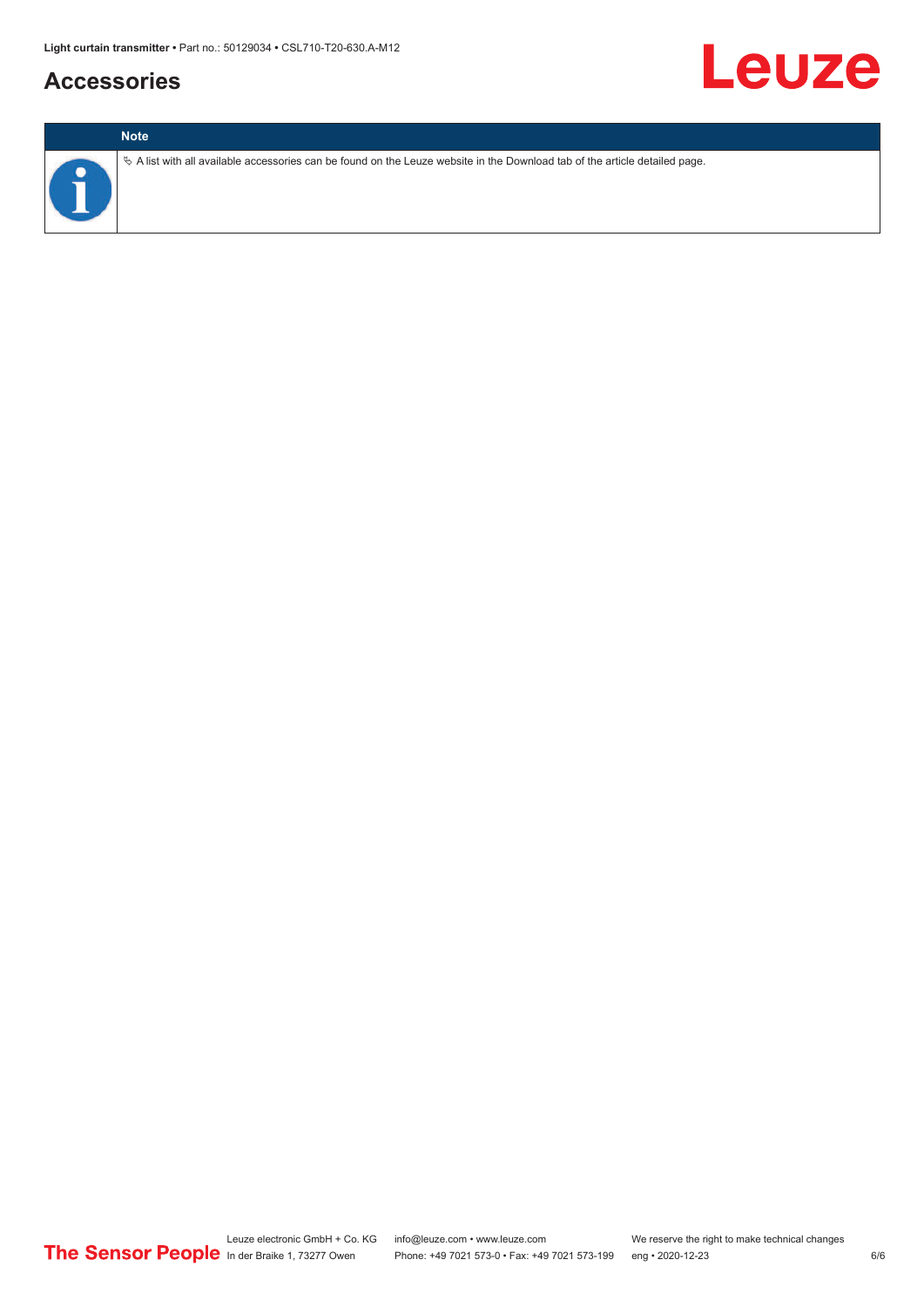## Accessories

| | Note |
|---|---|
| | ✎ A list with all available accessories can be found on the Leuze website in the Download tab of the article detailed page. |